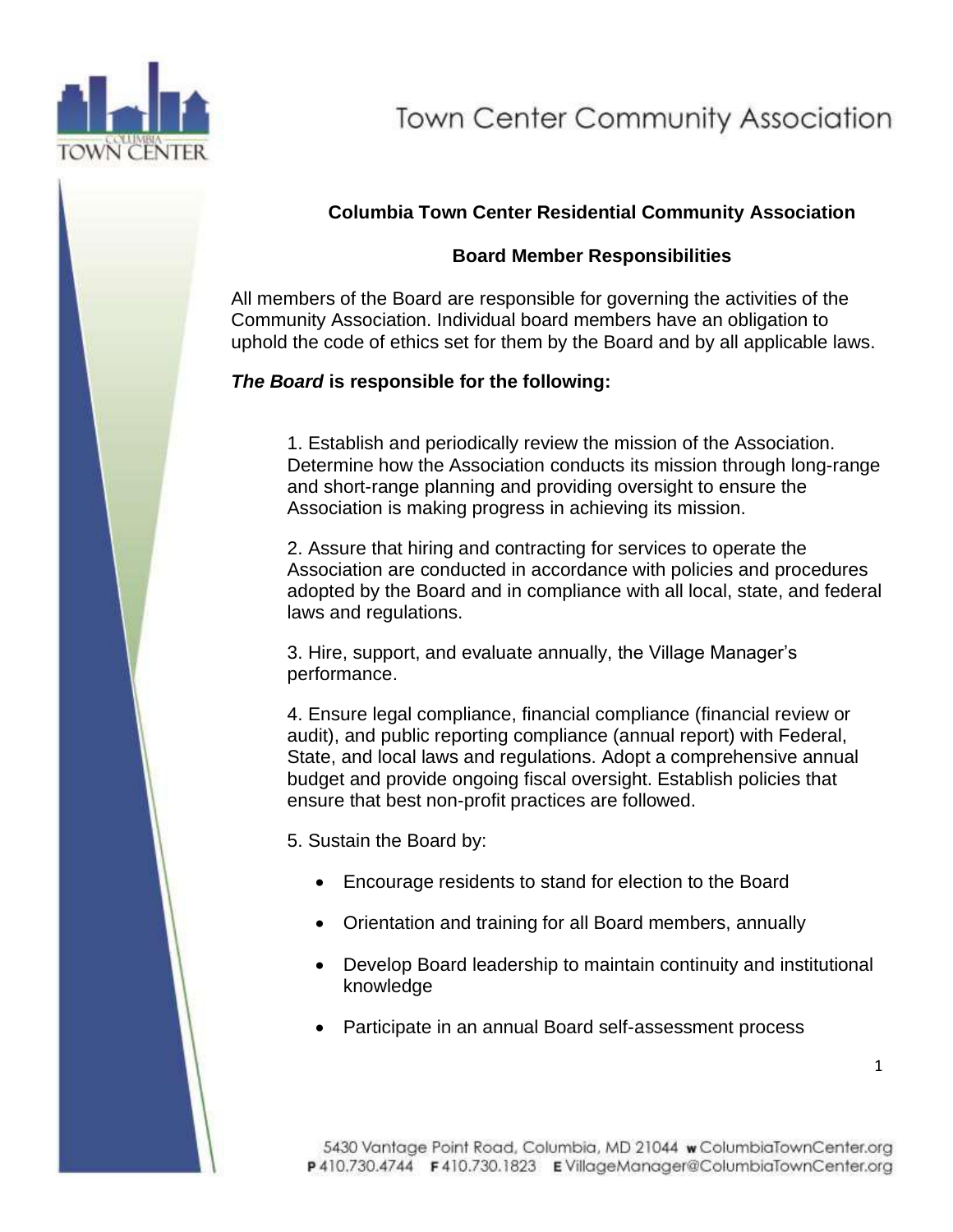# Town Center Community Association

## Columbia Town Center Residential Community Association

## Board Member Responsibilities

All members of the Board are responsible for governing the activities of the Community Association. Individual board members have an obligation to uphold the code of ethics set for them by the Board and by all applicable laws.

***The Board*** **is responsible for the following:**

1. Establish and periodically review the mission of the Association. Determine how the Association conducts its mission through long-range and short-range planning and providing oversight to ensure the Association is making progress in achieving its mission.

2. Assure that hiring and contracting for services to operate the Association are conducted in accordance with policies and procedures adopted by the Board and in compliance with all local, state, and federal laws and regulations.

3. Hire, support, and evaluate annually, the Village Manager's performance.

4. Ensure legal compliance, financial compliance (financial review or audit), and public reporting compliance (annual report) with Federal, State, and local laws and regulations. Adopt a comprehensive annual budget and provide ongoing fiscal oversight. Establish policies that ensure that best non-profit practices are followed.

5. Sustain the Board by:

- Encourage residents to stand for election to the Board
- Orientation and training for all Board members, annually
- Develop Board leadership to maintain continuity and institutional knowledge
- Participate in an annual Board self-assessment process

5430 Vantage Point Road, Columbia, MD 21044 **w** ColumbiaTownCenter.org
**P** 410.730.4744 **F** 410.730.1823 **E** VillageManager@ColumbiaTownCenter.org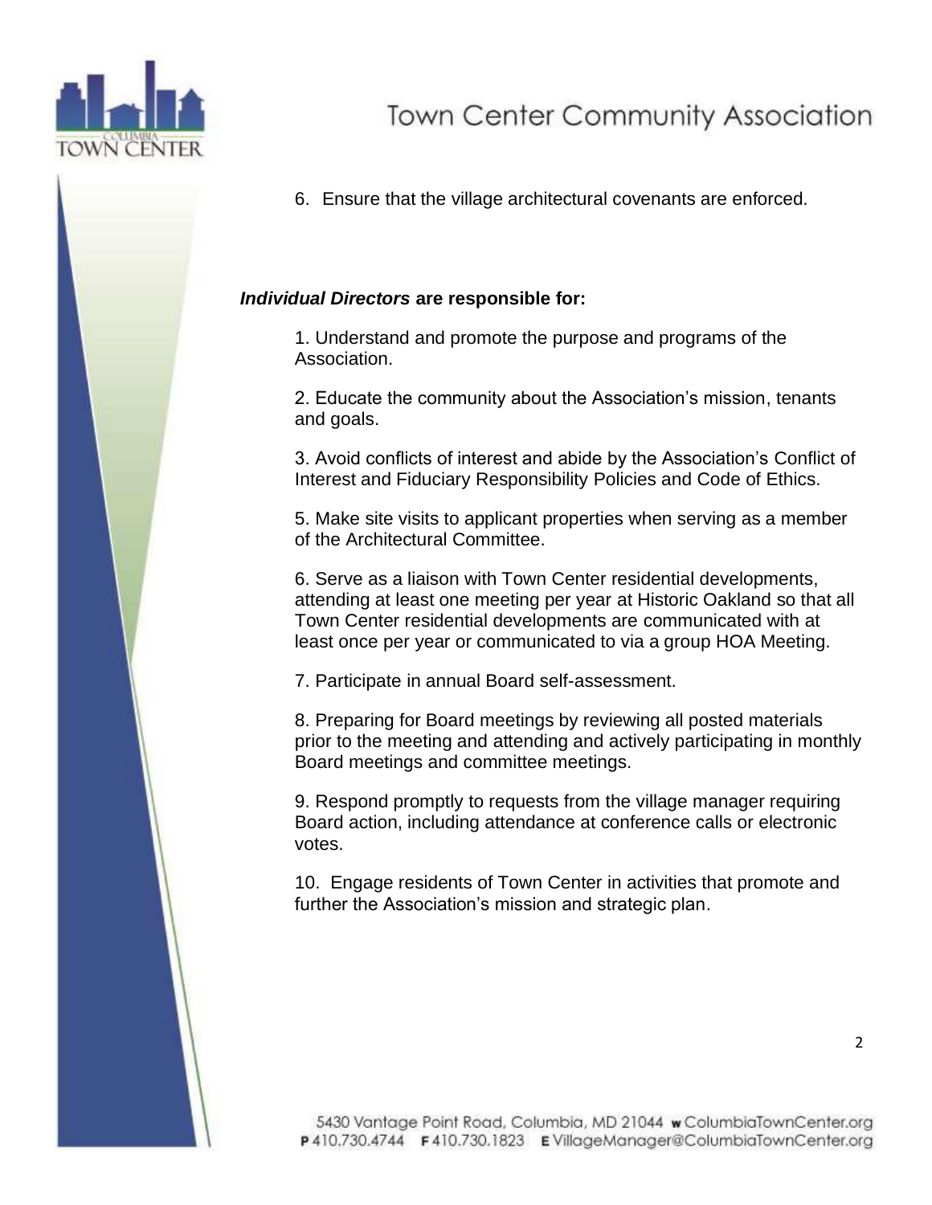6. Ensure that the village architectural covenants are enforced.

***Individual Directors*** **are responsible for:**

1. Understand and promote the purpose and programs of the Association.

2. Educate the community about the Association's mission, tenants and goals.

3. Avoid conflicts of interest and abide by the Association's Conflict of Interest and Fiduciary Responsibility Policies and Code of Ethics.

5. Make site visits to applicant properties when serving as a member of the Architectural Committee.

6. Serve as a liaison with Town Center residential developments, attending at least one meeting per year at Historic Oakland so that all Town Center residential developments are communicated with at least once per year or communicated to via a group HOA Meeting.

7. Participate in annual Board self-assessment.

8. Preparing for Board meetings by reviewing all posted materials prior to the meeting and attending and actively participating in monthly Board meetings and committee meetings.

9. Respond promptly to requests from the village manager requiring Board action, including attendance at conference calls or electronic votes.

10. Engage residents of Town Center in activities that promote and further the Association's mission and strategic plan.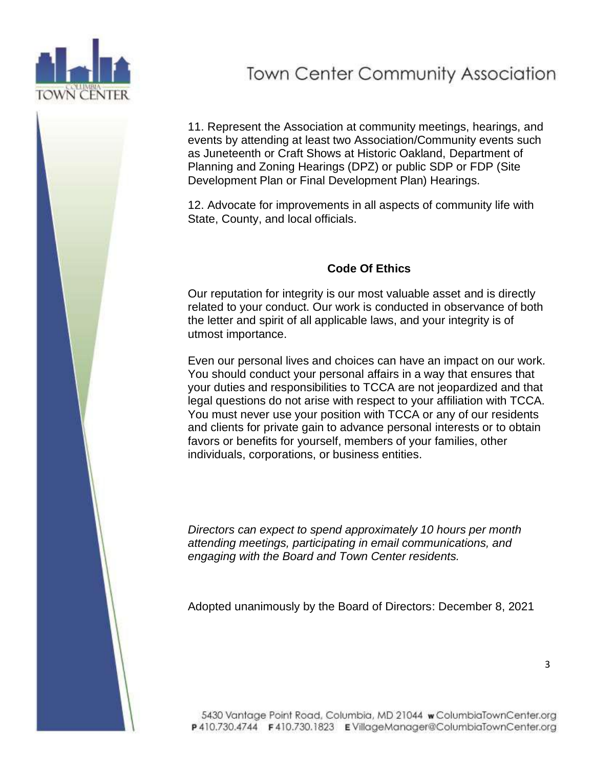11. Represent the Association at community meetings, hearings, and events by attending at least two Association/Community events such as Juneteenth or Craft Shows at Historic Oakland, Department of Planning and Zoning Hearings (DPZ) or public SDP or FDP (Site Development Plan or Final Development Plan) Hearings.

12. Advocate for improvements in all aspects of community life with State, County, and local officials.

## Code Of Ethics

Our reputation for integrity is our most valuable asset and is directly related to your conduct. Our work is conducted in observance of both the letter and spirit of all applicable laws, and your integrity is of utmost importance.

Even our personal lives and choices can have an impact on our work. You should conduct your personal affairs in a way that ensures that your duties and responsibilities to TCCA are not jeopardized and that legal questions do not arise with respect to your affiliation with TCCA. You must never use your position with TCCA or any of our residents and clients for private gain to advance personal interests or to obtain favors or benefits for yourself, members of your families, other individuals, corporations, or business entities.

*Directors can expect to spend approximately 10 hours per month attending meetings, participating in email communications, and engaging with the Board and Town Center residents.*

Adopted unanimously by the Board of Directors: December 8, 2021